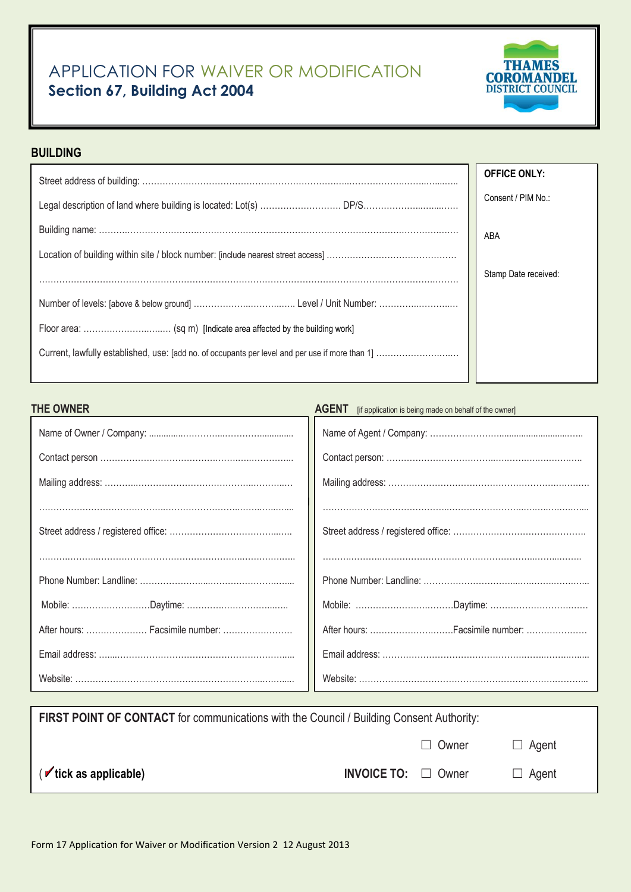# APPLICATION FOR WAIVER OR MODIFICATION
## Section 67, Building Act 2004

THAMES COROMANDEL DISTRICT COUNCIL

## BUILDING

Street address of building: ……………………………………………………………………………………………

Legal description of land where building is located: Lot(s) ……………………… DP/S……………………………

Building name: ……………………………………………………………………………………………………

Location of building within site / block number: [include nearest street access] ………………………………………

……………………………………………………………………………………………………………………

Number of levels: [above & below ground] …………………………… Level / Unit Number: ………………………

Floor area: ………………………… (sq m) [Indicate area affected by the building work]

Current, lawfully established, use: [add no. of occupants per level and per use if more than 1] ………………………

**OFFICE ONLY:**

Consent / PIM No.:

ABA

Stamp Date received:

## THE OWNER

Name of Owner / Company: ……………………………………………

Contact person ……………………………………………………………

Mailing address: …………………………………………………………

……………………………………………………………………………

Street address / registered office: ……………………………………

……………………………………………………………………………

Phone Number: Landline: ………………………………………………

Mobile: ………………………Daytime: ………………………………

After hours: ………………… Facsimile number: ……………………

Email address: ……………………………………………………………

Website: …………………………………………………………………

## AGENT [if application is being made on behalf of the owner]

Name of Agent / Company: ……………………………………………

Contact person: …………………………………………………………

Mailing address: …………………………………………………………

……………………………………………………………………………

Street address / registered office: ……………………………………

……………………………………………………………………………

Phone Number: Landline: ………………………………………………

Mobile: ……………………………Daytime: ……………………………

After hours: ………………………Facsimile number: …………………

Email address: ……………………………………………………………

Website: …………………………………………………………………

**FIRST POINT OF CONTACT** for communications with the Council / Building Consent Authority: ☐ Owner ☐ Agent

(✔ **tick as applicable)** **INVOICE TO:** ☐ Owner ☐ Agent

Form 17 Application for Waiver or Modification Version 2 12 August 2013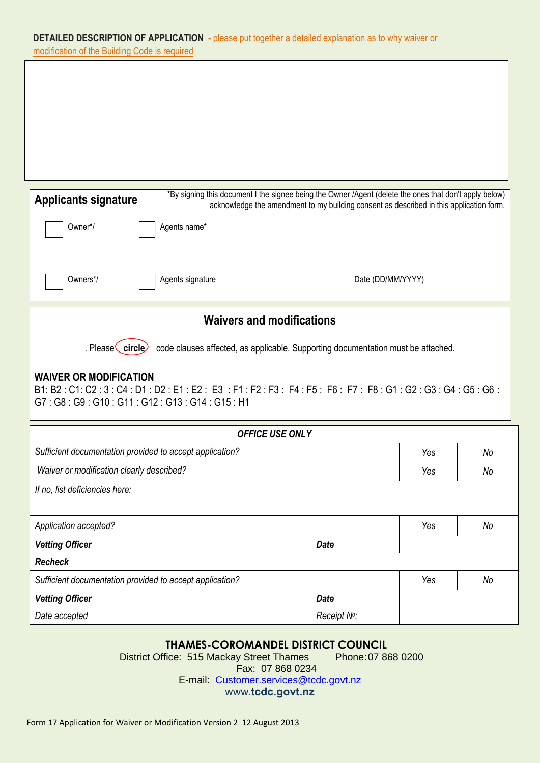**DETAILED DESCRIPTION OF APPLICATION** - please put together a detailed explanation as to why waiver or modification of the Building Code is required

| |
|---|
| |

| | | |
|---|---|---|
| **Applicants signature** | *By signing this document I the signee being the Owner /Agent (delete the ones that don't apply below) acknowledge the amendment to my building consent as described in this application form. | |
| ☐ Owner*/ ☐ Agents name* | | |
| | | |
| ☐ Owners*/ ☐ Agents signature | | Date (DD/MM/YYYY) |

## Waivers and modifications

. Please **circle** code clauses affected, as applicable. Supporting documentation must be attached.

**WAIVER OR MODIFICATION**

B1: B2 : C1: C2 : 3 : C4 : D1 : D2 : E1 : E2 : E3 : F1 : F2 : F3 : F4 : F5 : F6 : F7 : F8 : G1 : G2 : G3 : G4 : G5 : G6 : G7 : G8 : G9 : G10 : G11 : G12 : G13 : G14 : G15 : H1

| ***OFFICE USE ONLY*** | | | | |
|---|---|---|---|---|
| *Sufficient documentation provided to accept application?* | | | *Yes* | *No* |
| *Waiver or modification clearly described?* | | | *Yes* | *No* |
| *If no, list deficiencies here:* | | | | |
| *Application accepted?* | | | *Yes* | *No* |
| ***Vetting Officer*** | | ***Date*** | | |
| ***Recheck*** | | | | |
| *Sufficient documentation provided to accept application?* | | | *Yes* | *No* |
| ***Vetting Officer*** | | ***Date*** | | |
| *Date accepted* | | *Receipt Nº:* | | |

**THAMES-COROMANDEL DISTRICT COUNCIL**
District Office: 515 Mackay Street Thames Phone: 07 868 0200
Fax: 07 868 0234
E-mail: Customer.services@tcdc.govt.nz
www.**tcdc.govt.nz**

Form 17 Application for Waiver or Modification Version 2 12 August 2013